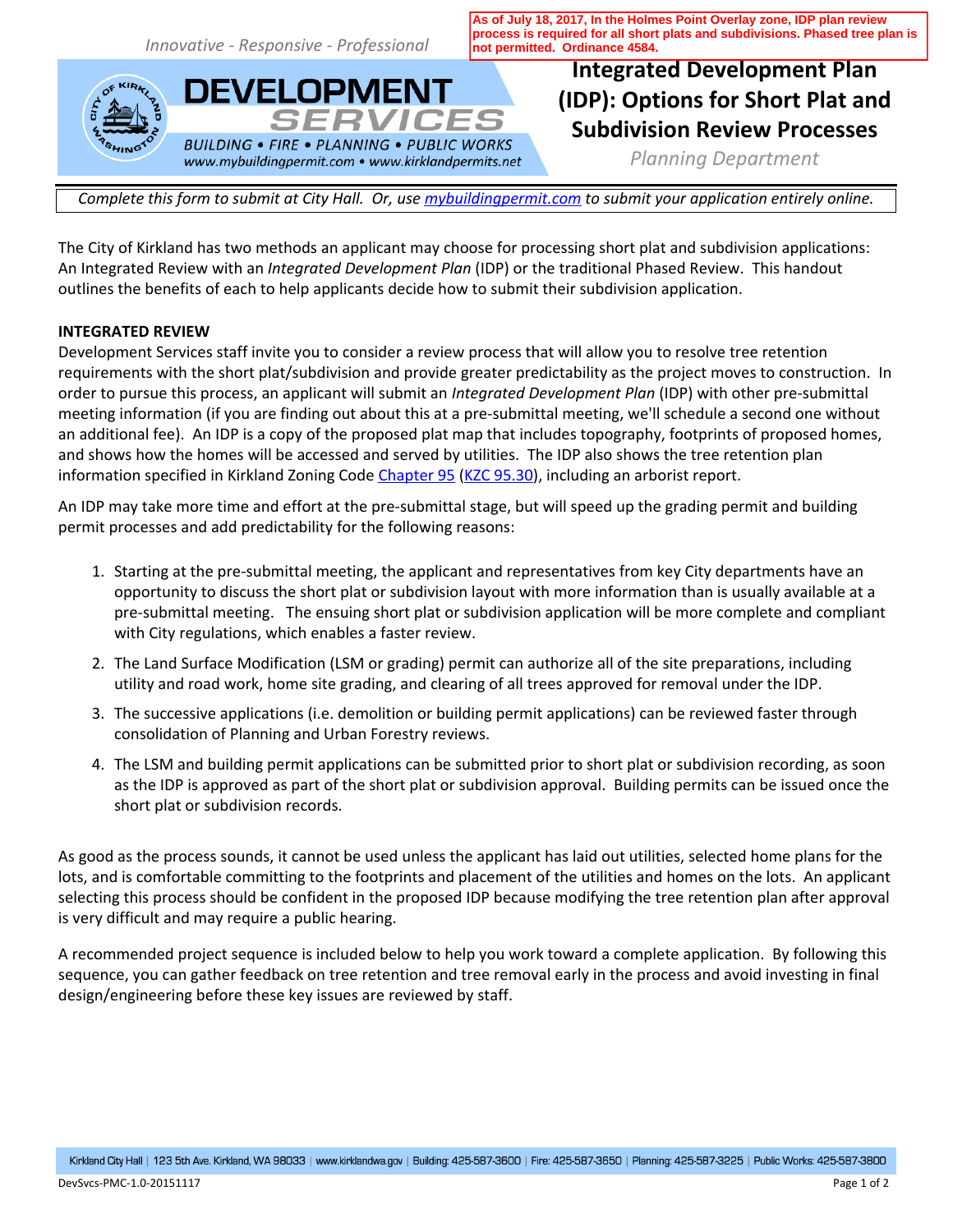**As of July 18, 2017, In the Holmes Point Overlay zone, IDP plan review process is required for all short plats and subdivisions. Phased tree plan is not permitted. Ordinance 4584.**

*Innovative - Responsive - Professional*

**DEVELOPMENT SERVICES**

*BUILDING • FIRE • PLANNING • PUBLIC WORKS*

*www.mybuildingpermit.com • www.kirklandpermits.net*

# Integrated Development Plan (IDP): Options for Short Plat and Subdivision Review Processes

*Planning Department*

*Complete this form to submit at City Hall. Or, use mybuildingpermit.com to submit your application entirely online.*

The City of Kirkland has two methods an applicant may choose for processing short plat and subdivision applications: An Integrated Review with an *Integrated Development Plan* (IDP) or the traditional Phased Review. This handout outlines the benefits of each to help applicants decide how to submit their subdivision application.

**INTEGRATED REVIEW**

Development Services staff invite you to consider a review process that will allow you to resolve tree retention requirements with the short plat/subdivision and provide greater predictability as the project moves to construction. In order to pursue this process, an applicant will submit an *Integrated Development Plan* (IDP) with other pre-submittal meeting information (if you are finding out about this at a pre-submittal meeting, we'll schedule a second one without an additional fee). An IDP is a copy of the proposed plat map that includes topography, footprints of proposed homes, and shows how the homes will be accessed and served by utilities. The IDP also shows the tree retention plan information specified in Kirkland Zoning Code Chapter 95 (KZC 95.30), including an arborist report.

An IDP may take more time and effort at the pre-submittal stage, but will speed up the grading permit and building permit processes and add predictability for the following reasons:

1. Starting at the pre-submittal meeting, the applicant and representatives from key City departments have an opportunity to discuss the short plat or subdivision layout with more information than is usually available at a pre-submittal meeting. The ensuing short plat or subdivision application will be more complete and compliant with City regulations, which enables a faster review.
2. The Land Surface Modification (LSM or grading) permit can authorize all of the site preparations, including utility and road work, home site grading, and clearing of all trees approved for removal under the IDP.
3. The successive applications (i.e. demolition or building permit applications) can be reviewed faster through consolidation of Planning and Urban Forestry reviews.
4. The LSM and building permit applications can be submitted prior to short plat or subdivision recording, as soon as the IDP is approved as part of the short plat or subdivision approval. Building permits can be issued once the short plat or subdivision records.

As good as the process sounds, it cannot be used unless the applicant has laid out utilities, selected home plans for the lots, and is comfortable committing to the footprints and placement of the utilities and homes on the lots. An applicant selecting this process should be confident in the proposed IDP because modifying the tree retention plan after approval is very difficult and may require a public hearing.

A recommended project sequence is included below to help you work toward a complete application. By following this sequence, you can gather feedback on tree retention and tree removal early in the process and avoid investing in final design/engineering before these key issues are reviewed by staff.

Kirkland City Hall | 123 5th Ave. Kirkland, WA 98033 | www.kirklandwa.gov | Building: 425-587-3600 | Fire: 425-587-3650 | Planning: 425-587-3225 | Public Works: 425-587-3800

DevSvcs-PMC-1.0-20151117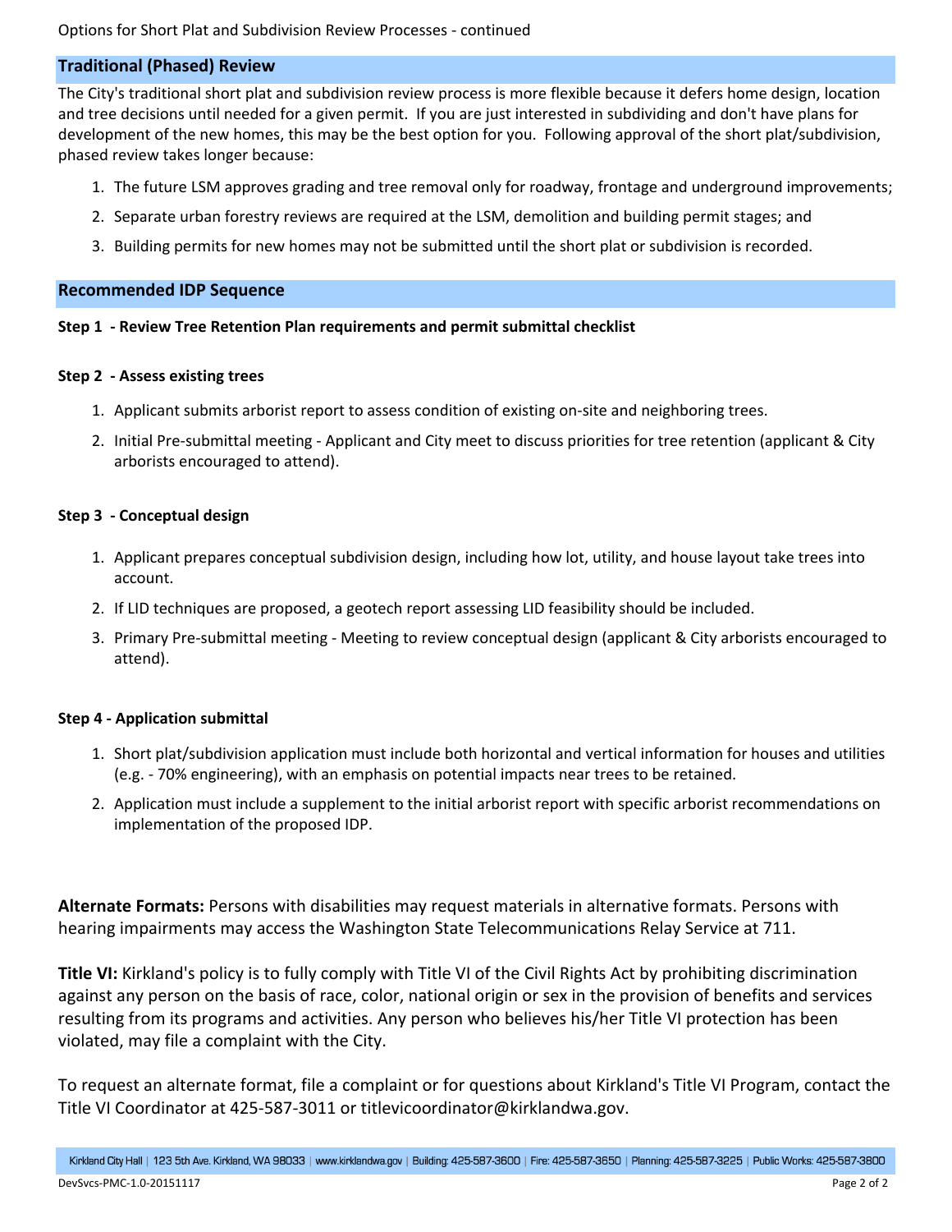## Traditional (Phased) Review

The City's traditional short plat and subdivision review process is more flexible because it defers home design, location and tree decisions until needed for a given permit. If you are just interested in subdividing and don't have plans for development of the new homes, this may be the best option for you. Following approval of the short plat/subdivision, phased review takes longer because:

1. The future LSM approves grading and tree removal only for roadway, frontage and underground improvements;
2. Separate urban forestry reviews are required at the LSM, demolition and building permit stages; and
3. Building permits for new homes may not be submitted until the short plat or subdivision is recorded.

## Recommended IDP Sequence

**Step 1 - Review Tree Retention Plan requirements and permit submittal checklist**

**Step 2 - Assess existing trees**

1. Applicant submits arborist report to assess condition of existing on-site and neighboring trees.
2. Initial Pre-submittal meeting - Applicant and City meet to discuss priorities for tree retention (applicant & City arborists encouraged to attend).

**Step 3 - Conceptual design**

1. Applicant prepares conceptual subdivision design, including how lot, utility, and house layout take trees into account.
2. If LID techniques are proposed, a geotech report assessing LID feasibility should be included.
3. Primary Pre-submittal meeting - Meeting to review conceptual design (applicant & City arborists encouraged to attend).

**Step 4 - Application submittal**

1. Short plat/subdivision application must include both horizontal and vertical information for houses and utilities (e.g. - 70% engineering), with an emphasis on potential impacts near trees to be retained.
2. Application must include a supplement to the initial arborist report with specific arborist recommendations on implementation of the proposed IDP.

**Alternate Formats:** Persons with disabilities may request materials in alternative formats. Persons with hearing impairments may access the Washington State Telecommunications Relay Service at 711.

**Title VI:** Kirkland's policy is to fully comply with Title VI of the Civil Rights Act by prohibiting discrimination against any person on the basis of race, color, national origin or sex in the provision of benefits and services resulting from its programs and activities. Any person who believes his/her Title VI protection has been violated, may file a complaint with the City.

To request an alternate format, file a complaint or for questions about Kirkland's Title VI Program, contact the Title VI Coordinator at 425-587-3011 or titlevicoordinator@kirklandwa.gov.

Kirkland City Hall | 123 5th Ave. Kirkland, WA 98033 | www.kirklandwa.gov | Building: 425-587-3600 | Fire: 425-587-3650 | Planning: 425-587-3225 | Public Works: 425-587-3800

DevSvcs-PMC-1.0-20151117